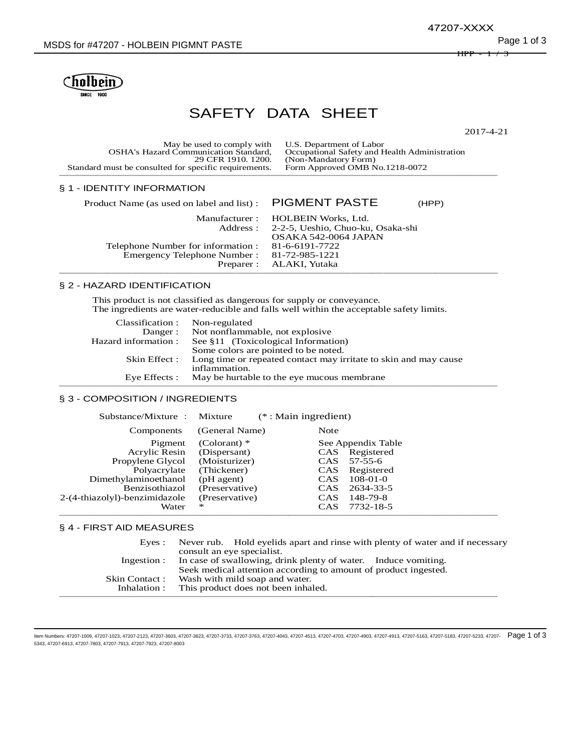holbein
SINCE 1900

# SAFETY DATA SHEET

2017-4-21

| | |
|---|---|
| May be used to comply with OSHA's Hazard Communication Standard, 29 CFR 1910. 1200. Standard must be consulted for specific requirements. | U.S. Department of Labor Occupational Safety and Health Administration (Non-Mandatory Form) Form Approved OMB No.1218-0072 |

## § 1 - IDENTITY INFORMATION

| | |
|---|---|
| Product Name (as used on label and list) : | PIGMENT PASTE (HPP) |
| Manufacturer : | HOLBEIN Works, Ltd. |
| Address : | 2-2-5, Ueshio, Chuo-ku, Osaka-shi OSAKA 542-0064 JAPAN |
| Telephone Number for information : | 81-6-6191-7722 |
| Emergency Telephone Number : | 81-72-985-1221 |
| Preparer : | ALAKI, Yutaka |

## § 2 - HAZARD IDENTIFICATION

This product is not classified as dangerous for supply or conveyance.
The ingredients are water-reducible and falls well within the acceptable safety limits.

| | |
|---|---|
| Classification : | Non-regulated |
| Danger : | Not nonflammable, not explosive |
| Hazard information : | See §11 (Toxicological Information) Some colors are pointed to be noted. |
| Skin Effect : | Long time or repeated contact may irritate to skin and may cause inflammation. |
| Eye Effects : | May be hurtable to the eye mucous membrane |

## § 3 - COMPOSITION / INGREDIENTS

Substance/Mixture : Mixture (* : Main ingredient)

| Components | (General Name) | Note |
|---|---|---|
| Pigment | (Colorant) * | See Appendix Table |
| Acrylic Resin | (Dispersant) | CAS Registered |
| Propylene Glycol | (Moisturizer) | CAS 57-55-6 |
| Polyacrylate | (Thickener) | CAS Registered |
| Dimethylaminoethanol | (pH agent) | CAS 108-01-0 |
| Benzisothiazol | (Preservative) | CAS 2634-33-5 |
| 2-(4-thiazolyl)-benzimidazole | (Preservative) | CAS 148-79-8 |
| Water | * | CAS 7732-18-5 |

## § 4 - FIRST AID MEASURES

| | |
|---|---|
| Eyes : | Never rub. Hold eyelids apart and rinse with plenty of water and if necessary consult an eye specialist. |
| Ingestion : | In case of swallowing, drink plenty of water. Induce vomiting. Seek medical attention according to amount of product ingested. |
| Skin Contact : | Wash with mild soap and water. |
| Inhalation : | This product does not been inhaled. |

Item Numbers: 47207-1009, 47207-1023, 47207-2123, 47207-3603, 47207-3623, 47207-3733, 47207-3763, 47207-4043, 47207-4513, 47207-4703, 47207-4903, 47207-4913, 47207-5163, 47207-5183, 47207-5233, 47207-5343, 47207-6913, 47207-7803, 47207-7913, 47207-7923, 47207-8003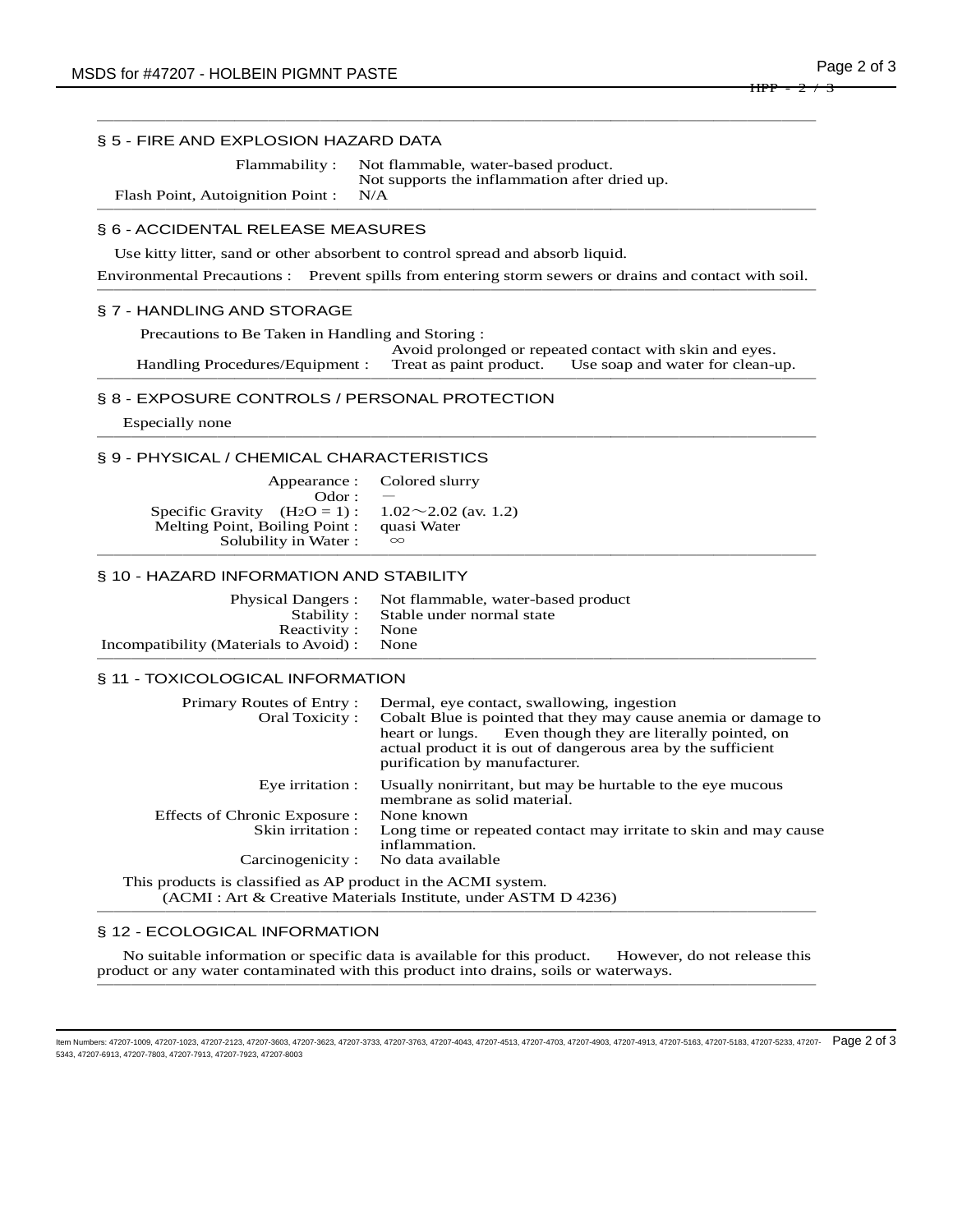## § 5 - FIRE AND EXPLOSION HAZARD DATA

| | |
|---|---|
| Flammability : | Not flammable, water-based product. Not supports the inflammation after dried up. |
| Flash Point, Autoignition Point : | N/A |

## § 6 - ACCIDENTAL RELEASE MEASURES

Use kitty litter, sand or other absorbent to control spread and absorb liquid.

Environmental Precautions : Prevent spills from entering storm sewers or drains and contact with soil.

## § 7 - HANDLING AND STORAGE

Precautions to Be Taken in Handling and Storing :

| | |
|---|---|
| | Avoid prolonged or repeated contact with skin and eyes. |
| Handling Procedures/Equipment : | Treat as paint product. Use soap and water for clean-up. |

## § 8 - EXPOSURE CONTROLS / PERSONAL PROTECTION

Especially none

## § 9 - PHYSICAL / CHEMICAL CHARACTERISTICS

| | |
|---|---|
| Appearance : | Colored slurry |
| Odor : | — |
| Specific Gravity ($H_2O$ = 1) : | 1.02～2.02 (av. 1.2) |
| Melting Point, Boiling Point : | quasi Water |
| Solubility in Water : | $\infty$ |

## § 10 - HAZARD INFORMATION AND STABILITY

| | |
|---|---|
| Physical Dangers : | Not flammable, water-based product |
| Stability : | Stable under normal state |
| Reactivity : | None |
| Incompatibility (Materials to Avoid) : | None |

## § 11 - TOXICOLOGICAL INFORMATION

| | |
|---|---|
| Primary Routes of Entry : | Dermal, eye contact, swallowing, ingestion |
| Oral Toxicity : | Cobalt Blue is pointed that they may cause anemia or damage to heart or lungs. Even though they are literally pointed, on actual product it is out of dangerous area by the sufficient purification by manufacturer. |
| Eye irritation : | Usually nonirritant, but may be hurtable to the eye mucous membrane as solid material. |
| Effects of Chronic Exposure : | None known |
| Skin irritation : | Long time or repeated contact may irritate to skin and may cause inflammation. |
| Carcinogenicity : | No data available |

This products is classified as AP product in the ACMI system.
(ACMI : Art & Creative Materials Institute, under ASTM D 4236)

## § 12 - ECOLOGICAL INFORMATION

No suitable information or specific data is available for this product. However, do not release this product or any water contaminated with this product into drains, soils or waterways.

Item Numbers: 47207-1009, 47207-1023, 47207-2123, 47207-3603, 47207-3623, 47207-3733, 47207-3763, 47207-4043, 47207-4513, 47207-4703, 47207-4903, 47207-4913, 47207-5163, 47207-5183, 47207-5233, 47207-5343, 47207-6913, 47207-7803, 47207-7913, 47207-7923, 47207-8003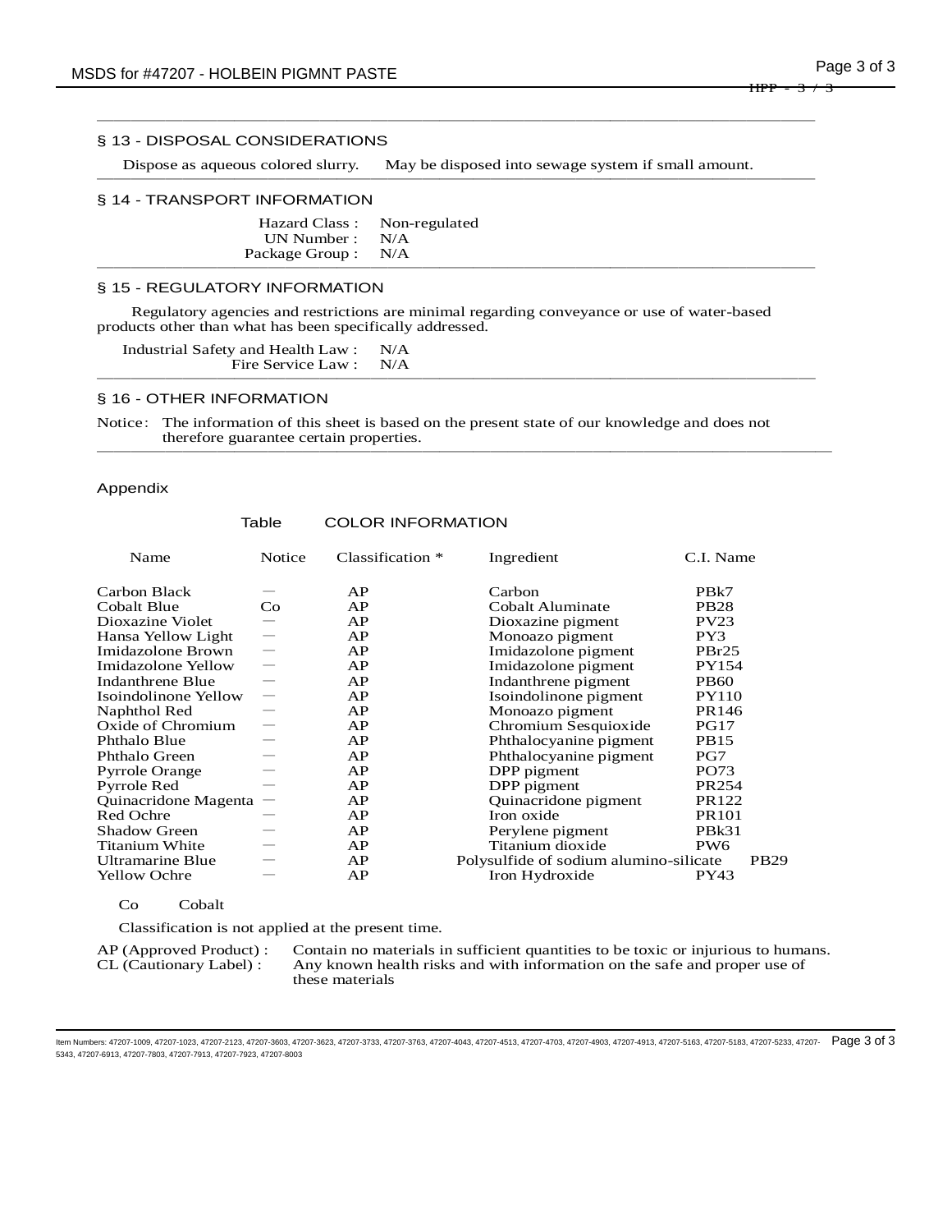## § 13 - DISPOSAL CONSIDERATIONS

Dispose as aqueous colored slurry.   May be disposed into sewage system if small amount.

## § 14 - TRANSPORT INFORMATION

| | |
|---|---|
| Hazard Class : | Non-regulated |
| UN Number : | N/A |
| Package Group : | N/A |

## § 15 - REGULATORY INFORMATION

Regulatory agencies and restrictions are minimal regarding conveyance or use of water-based products other than what has been specifically addressed.

| | |
|---|---|
| Industrial Safety and Health Law : | N/A |
| Fire Service Law : | N/A |

## § 16 - OTHER INFORMATION

Notice: The information of this sheet is based on the present state of our knowledge and does not therefore guarantee certain properties.

## Appendix

### Table COLOR INFORMATION

| Name | Notice | Classification * | Ingredient | C.I. Name |
|---|---|---|---|---|
| Carbon Black | — | AP | Carbon | PBk7 |
| Cobalt Blue | Co | AP | Cobalt Aluminate | PB28 |
| Dioxazine Violet | — | AP | Dioxazine pigment | PV23 |
| Hansa Yellow Light | — | AP | Monoazo pigment | PY3 |
| Imidazolone Brown | — | AP | Imidazolone pigment | PBr25 |
| Imidazolone Yellow | — | AP | Imidazolone pigment | PY154 |
| Indanthrene Blue | — | AP | Indanthrene pigment | PB60 |
| Isoindolinone Yellow | — | AP | Isoindolinone pigment | PY110 |
| Naphthol Red | — | AP | Monoazo pigment | PR146 |
| Oxide of Chromium | — | AP | Chromium Sesquioxide | PG17 |
| Phthalo Blue | — | AP | Phthalocyanine pigment | PB15 |
| Phthalo Green | — | AP | Phthalocyanine pigment | PG7 |
| Pyrrole Orange | — | AP | DPP pigment | PO73 |
| Pyrrole Red | — | AP | DPP pigment | PR254 |
| Quinacridone Magenta | — | AP | Quinacridone pigment | PR122 |
| Red Ochre | — | AP | Iron oxide | PR101 |
| Shadow Green | — | AP | Perylene pigment | PBk31 |
| Titanium White | — | AP | Titanium dioxide | PW6 |
| Ultramarine Blue | — | AP | Polysulfide of sodium alumino-silicate | PB29 |
| Yellow Ochre | — | AP | Iron Hydroxide | PY43 |

Co   Cobalt

Classification is not applied at the present time.

AP (Approved Product) : Contain no materials in sufficient quantities to be toxic or injurious to humans.
CL (Cautionary Label) : Any known health risks and with information on the safe and proper use of these materials

Item Numbers: 47207-1009, 47207-1023, 47207-2123, 47207-3603, 47207-3623, 47207-3733, 47207-3763, 47207-4043, 47207-4513, 47207-4703, 47207-4903, 47207-4913, 47207-5163, 47207-5183, 47207-5233, 47207-5343, 47207-6913, 47207-7803, 47207-7913, 47207-7923, 47207-8003